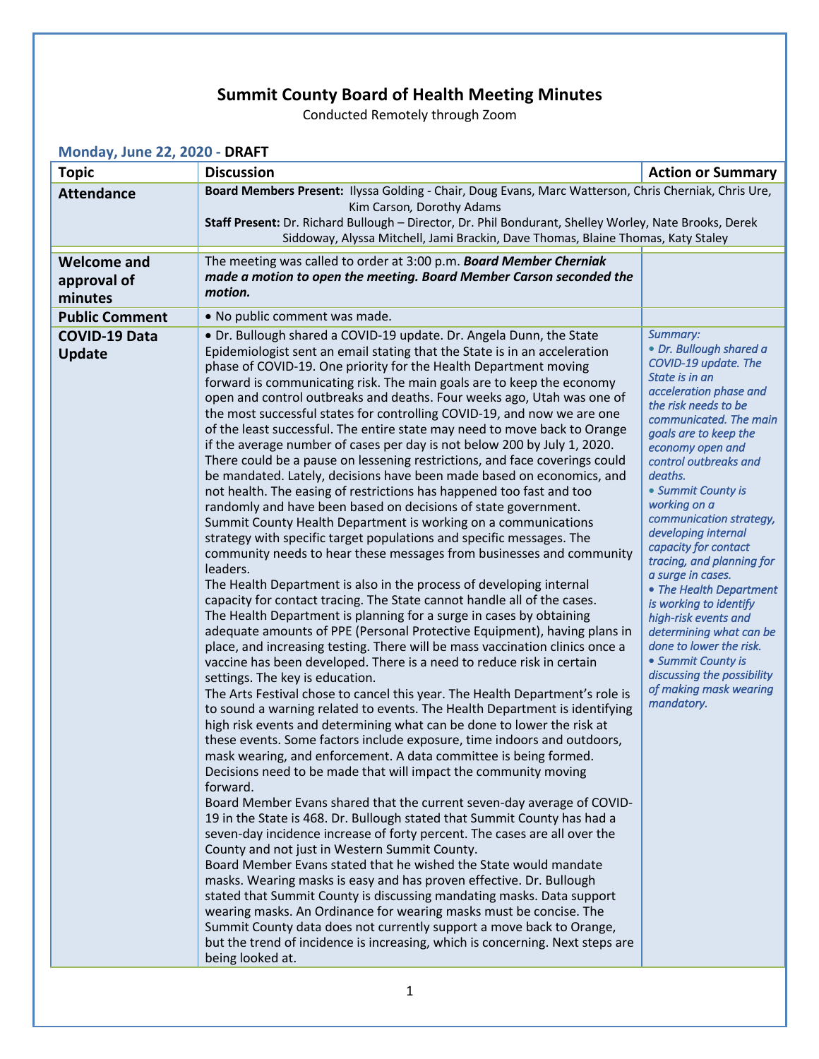# Summit County Board of Health Meeting Minutes

Conducted Remotely through Zoom

**Monday, June 22, 2020 - DRAFT**

| Topic | Discussion | Action or Summary |
|---|---|---|
| **Attendance** | **Board Members Present:** Ilyssa Golding - Chair, Doug Evans, Marc Watterson, Chris Cherniak, Chris Ure, Kim Carson, Dorothy Adams<br>**Staff Present:** Dr. Richard Bullough – Director, Dr. Phil Bondurant, Shelley Worley, Nate Brooks, Derek Siddoway, Alyssa Mitchell, Jami Brackin, Dave Thomas, Blaine Thomas, Katy Staley | |
| **Welcome and approval of minutes** | The meeting was called to order at 3:00 p.m. ***Board Member Cherniak made a motion to open the meeting. Board Member Carson seconded the motion.*** | |
| **Public Comment** | • No public comment was made. | |
| **COVID-19 Data Update** | • Dr. Bullough shared a COVID-19 update. Dr. Angela Dunn, the State Epidemiologist sent an email stating that the State is in an acceleration phase of COVID-19. One priority for the Health Department moving forward is communicating risk. The main goals are to keep the economy open and control outbreaks and deaths. Four weeks ago, Utah was one of the most successful states for controlling COVID-19, and now we are one of the least successful. The entire state may need to move back to Orange if the average number of cases per day is not below 200 by July 1, 2020. There could be a pause on lessening restrictions, and face coverings could be mandated. Lately, decisions have been made based on economics, and not health. The easing of restrictions has happened too fast and too randomly and have been based on decisions of state government. Summit County Health Department is working on a communications strategy with specific target populations and specific messages. The community needs to hear these messages from businesses and community leaders.<br>The Health Department is also in the process of developing internal capacity for contact tracing. The State cannot handle all of the cases. The Health Department is planning for a surge in cases by obtaining adequate amounts of PPE (Personal Protective Equipment), having plans in place, and increasing testing. There will be mass vaccination clinics once a vaccine has been developed. There is a need to reduce risk in certain settings. The key is education.<br>The Arts Festival chose to cancel this year. The Health Department's role is to sound a warning related to events. The Health Department is identifying high risk events and determining what can be done to lower the risk at these events. Some factors include exposure, time indoors and outdoors, mask wearing, and enforcement. A data committee is being formed. Decisions need to be made that will impact the community moving forward.<br>Board Member Evans shared that the current seven-day average of COVID-19 in the State is 468. Dr. Bullough stated that Summit County has had a seven-day incidence increase of forty percent. The cases are all over the County and not just in Western Summit County.<br>Board Member Evans stated that he wished the State would mandate masks. Wearing masks is easy and has proven effective. Dr. Bullough stated that Summit County is discussing mandating masks. Data support wearing masks. An Ordinance for wearing masks must be concise. The Summit County data does not currently support a move back to Orange, but the trend of incidence is increasing, which is concerning. Next steps are being looked at. | *Summary:*<br>*• Dr. Bullough shared a COVID-19 update. The State is in an acceleration phase and the risk needs to be communicated. The main goals are to keep the economy open and control outbreaks and deaths.*<br>*• Summit County is working on a communication strategy, developing internal capacity for contact tracing, and planning for a surge in cases.*<br>*• The Health Department is working to identify high-risk events and determining what can be done to lower the risk.*<br>*• Summit County is discussing the possibility of making mask wearing mandatory.* |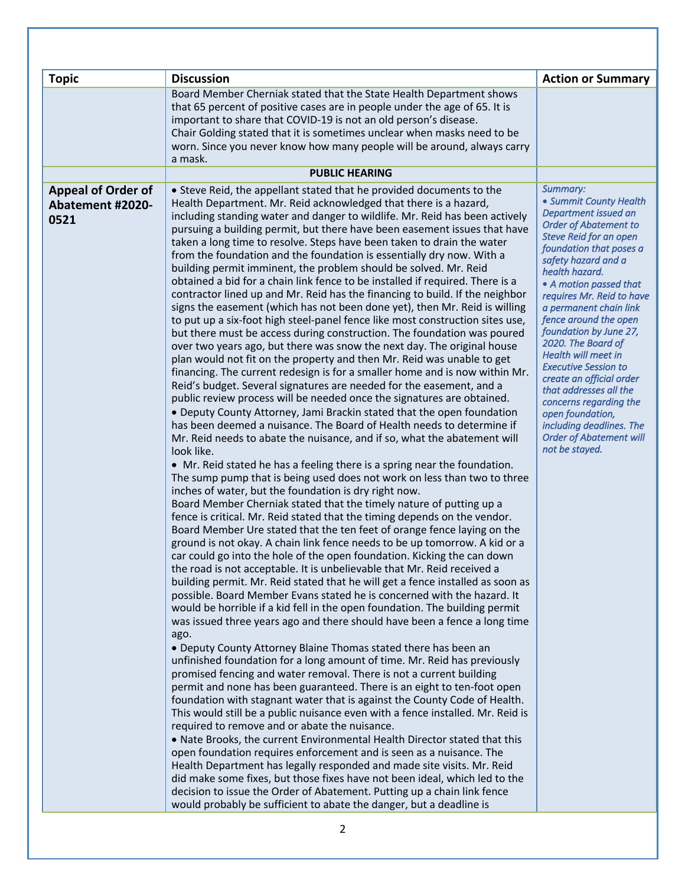| Topic | Discussion | Action or Summary |
|---|---|---|
| | Board Member Cherniak stated that the State Health Department shows that 65 percent of positive cases are in people under the age of 65. It is important to share that COVID-19 is not an old person's disease.<br>Chair Golding stated that it is sometimes unclear when masks need to be worn. Since you never know how many people will be around, always carry a mask. | |
| | **PUBLIC HEARING** | |
| **Appeal of Order of Abatement #2020-0521** | • Steve Reid, the appellant stated that he provided documents to the Health Department. Mr. Reid acknowledged that there is a hazard, including standing water and danger to wildlife. Mr. Reid has been actively pursuing a building permit, but there have been easement issues that have taken a long time to resolve. Steps have been taken to drain the water from the foundation and the foundation is essentially dry now. With a building permit imminent, the problem should be solved. Mr. Reid obtained a bid for a chain link fence to be installed if required. There is a contractor lined up and Mr. Reid has the financing to build. If the neighbor signs the easement (which has not been done yet), then Mr. Reid is willing to put up a six-foot high steel-panel fence like most construction sites use, but there must be access during construction. The foundation was poured over two years ago, but there was snow the next day. The original house plan would not fit on the property and then Mr. Reid was unable to get financing. The current redesign is for a smaller home and is now within Mr. Reid's budget. Several signatures are needed for the easement, and a public review process will be needed once the signatures are obtained.<br>• Deputy County Attorney, Jami Brackin stated that the open foundation has been deemed a nuisance. The Board of Health needs to determine if Mr. Reid needs to abate the nuisance, and if so, what the abatement will look like.<br>• Mr. Reid stated he has a feeling there is a spring near the foundation. The sump pump that is being used does not work on less than two to three inches of water, but the foundation is dry right now.<br>Board Member Cherniak stated that the timely nature of putting up a fence is critical. Mr. Reid stated that the timing depends on the vendor. Board Member Ure stated that the ten feet of orange fence laying on the ground is not okay. A chain link fence needs to be up tomorrow. A kid or a car could go into the hole of the open foundation. Kicking the can down the road is not acceptable. It is unbelievable that Mr. Reid received a building permit. Mr. Reid stated that he will get a fence installed as soon as possible. Board Member Evans stated he is concerned with the hazard. It would be horrible if a kid fell in the open foundation. The building permit was issued three years ago and there should have been a fence a long time ago.<br>• Deputy County Attorney Blaine Thomas stated there has been an unfinished foundation for a long amount of time. Mr. Reid has previously promised fencing and water removal. There is not a current building permit and none has been guaranteed. There is an eight to ten-foot open foundation with stagnant water that is against the County Code of Health. This would still be a public nuisance even with a fence installed. Mr. Reid is required to remove and or abate the nuisance.<br>• Nate Brooks, the current Environmental Health Director stated that this open foundation requires enforcement and is seen as a nuisance. The Health Department has legally responded and made site visits. Mr. Reid did make some fixes, but those fixes have not been ideal, which led to the decision to issue the Order of Abatement. Putting up a chain link fence would probably be sufficient to abate the danger, but a deadline is | *Summary:*<br>*• Summit County Health Department issued an Order of Abatement to Steve Reid for an open foundation that poses a safety hazard and a health hazard.*<br>*• A motion passed that requires Mr. Reid to have a permanent chain link fence around the open foundation by June 27, 2020. The Board of Health will meet in Executive Session to create an official order that addresses all the concerns regarding the open foundation, including deadlines. The Order of Abatement will not be stayed.* |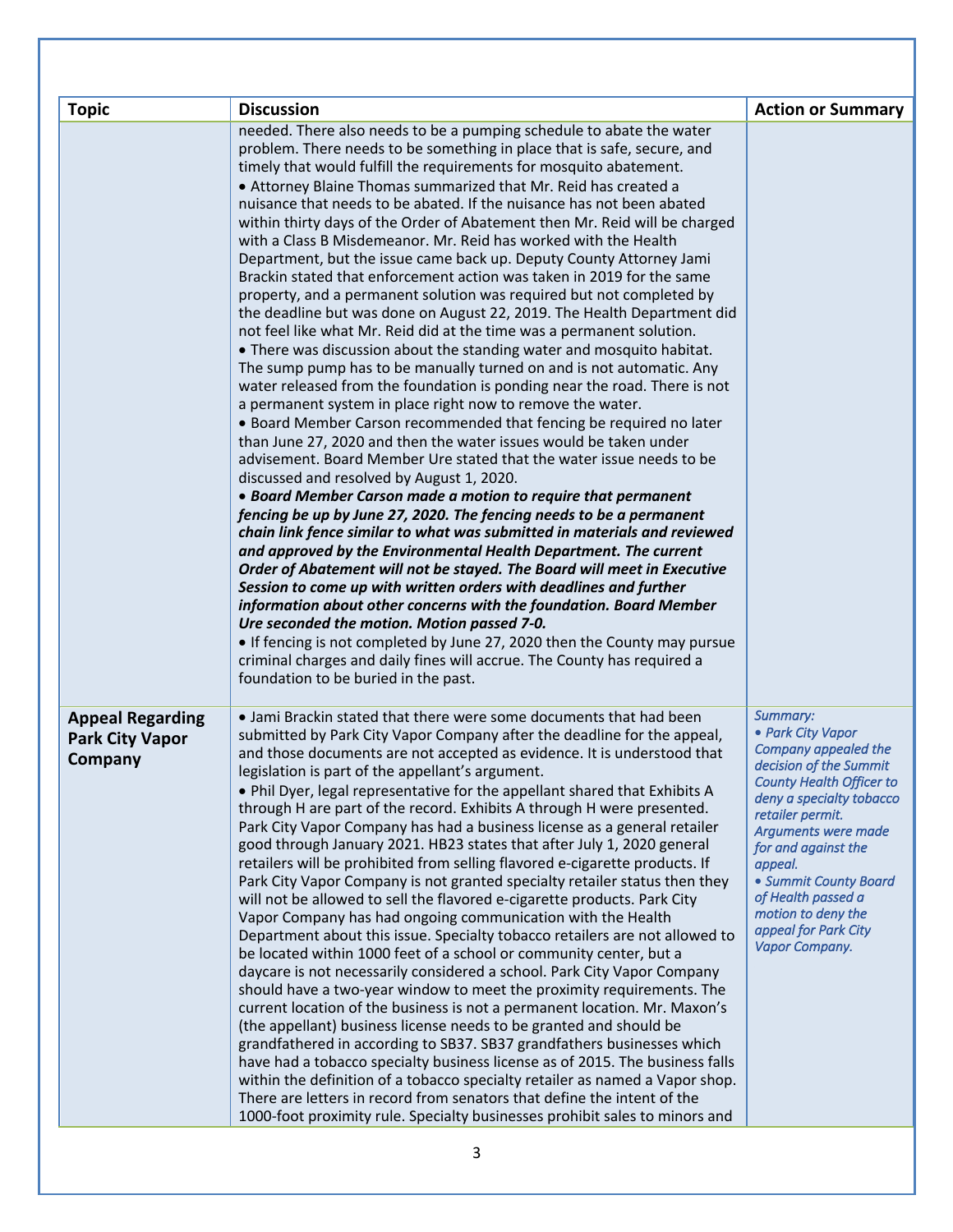| Topic | Discussion | Action or Summary |
|---|---|---|
| | needed. There also needs to be a pumping schedule to abate the water problem. There needs to be something in place that is safe, secure, and timely that would fulfill the requirements for mosquito abatement.<br>• Attorney Blaine Thomas summarized that Mr. Reid has created a nuisance that needs to be abated. If the nuisance has not been abated within thirty days of the Order of Abatement then Mr. Reid will be charged with a Class B Misdemeanor. Mr. Reid has worked with the Health Department, but the issue came back up. Deputy County Attorney Jami Brackin stated that enforcement action was taken in 2019 for the same property, and a permanent solution was required but not completed by the deadline but was done on August 22, 2019. The Health Department did not feel like what Mr. Reid did at the time was a permanent solution.<br>• There was discussion about the standing water and mosquito habitat. The sump pump has to be manually turned on and is not automatic. Any water released from the foundation is ponding near the road. There is not a permanent system in place right now to remove the water.<br>• Board Member Carson recommended that fencing be required no later than June 27, 2020 and then the water issues would be taken under advisement. Board Member Ure stated that the water issue needs to be discussed and resolved by August 1, 2020.<br>***• Board Member Carson made a motion to require that permanent fencing be up by June 27, 2020. The fencing needs to be a permanent chain link fence similar to what was submitted in materials and reviewed and approved by the Environmental Health Department. The current Order of Abatement will not be stayed. The Board will meet in Executive Session to come up with written orders with deadlines and further information about other concerns with the foundation. Board Member Ure seconded the motion. Motion passed 7-0.***<br>• If fencing is not completed by June 27, 2020 then the County may pursue criminal charges and daily fines will accrue. The County has required a foundation to be buried in the past. | |
| **Appeal Regarding Park City Vapor Company** | • Jami Brackin stated that there were some documents that had been submitted by Park City Vapor Company after the deadline for the appeal, and those documents are not accepted as evidence. It is understood that legislation is part of the appellant's argument.<br>• Phil Dyer, legal representative for the appellant shared that Exhibits A through H are part of the record. Exhibits A through H were presented. Park City Vapor Company has had a business license as a general retailer good through January 2021. HB23 states that after July 1, 2020 general retailers will be prohibited from selling flavored e-cigarette products. If Park City Vapor Company is not granted specialty retailer status then they will not be allowed to sell the flavored e-cigarette products. Park City Vapor Company has had ongoing communication with the Health Department about this issue. Specialty tobacco retailers are not allowed to be located within 1000 feet of a school or community center, but a daycare is not necessarily considered a school. Park City Vapor Company should have a two-year window to meet the proximity requirements. The current location of the business is not a permanent location. Mr. Maxon's (the appellant) business license needs to be granted and should be grandfathered in according to SB37. SB37 grandfathers businesses which have had a tobacco specialty business license as of 2015. The business falls within the definition of a tobacco specialty retailer as named a Vapor shop. There are letters in record from senators that define the intent of the 1000-foot proximity rule. Specialty businesses prohibit sales to minors and | *Summary:*<br>*• Park City Vapor Company appealed the decision of the Summit County Health Officer to deny a specialty tobacco retailer permit. Arguments were made for and against the appeal.*<br>*• Summit County Board of Health passed a motion to deny the appeal for Park City Vapor Company.* |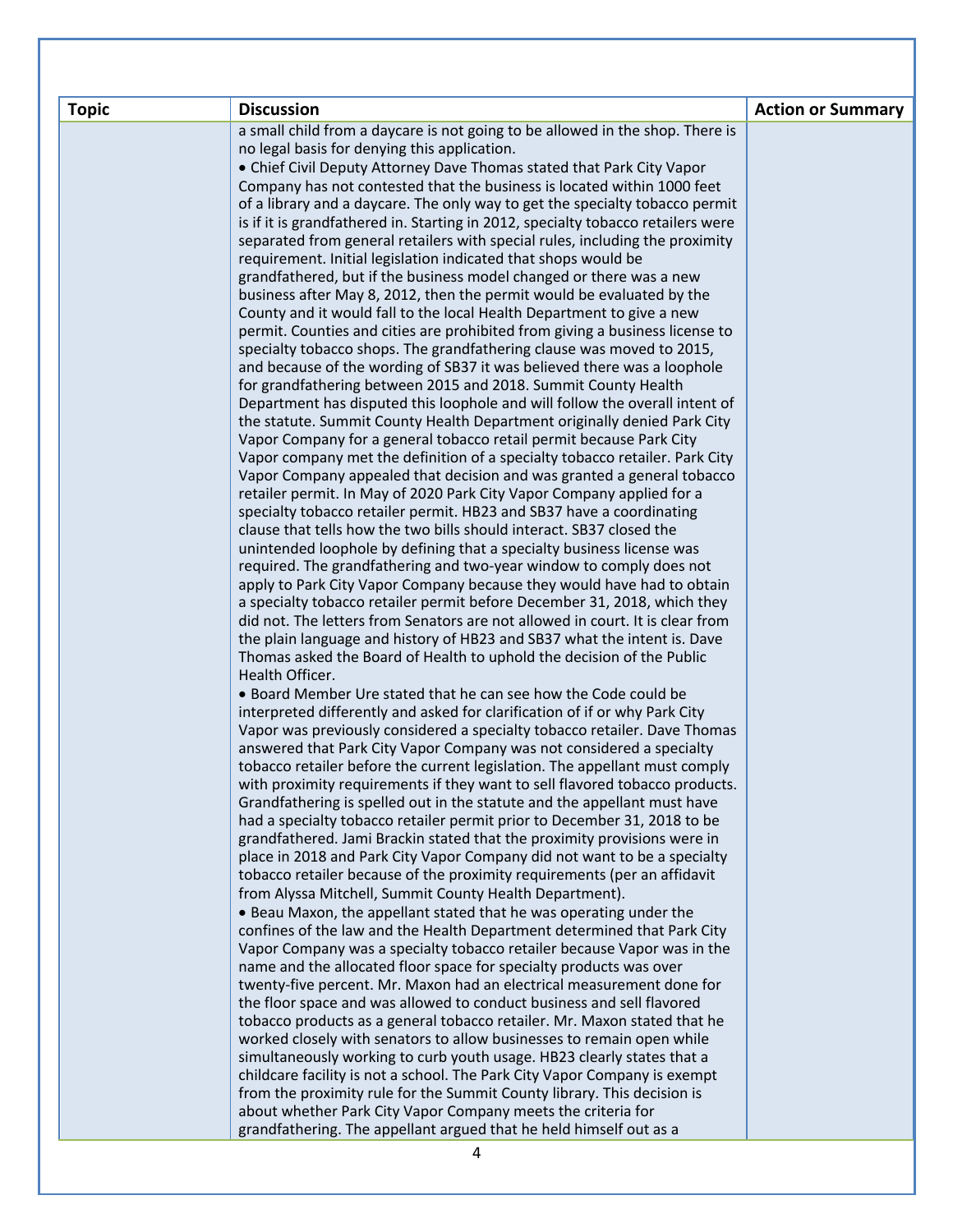| Topic | Discussion | Action or Summary |
|---|---|---|
| | a small child from a daycare is not going to be allowed in the shop. There is no legal basis for denying this application.<br>• Chief Civil Deputy Attorney Dave Thomas stated that Park City Vapor Company has not contested that the business is located within 1000 feet of a library and a daycare. The only way to get the specialty tobacco permit is if it is grandfathered in. Starting in 2012, specialty tobacco retailers were separated from general retailers with special rules, including the proximity requirement. Initial legislation indicated that shops would be grandfathered, but if the business model changed or there was a new business after May 8, 2012, then the permit would be evaluated by the County and it would fall to the local Health Department to give a new permit. Counties and cities are prohibited from giving a business license to specialty tobacco shops. The grandfathering clause was moved to 2015, and because of the wording of SB37 it was believed there was a loophole for grandfathering between 2015 and 2018. Summit County Health Department has disputed this loophole and will follow the overall intent of the statute. Summit County Health Department originally denied Park City Vapor Company for a general tobacco retail permit because Park City Vapor company met the definition of a specialty tobacco retailer. Park City Vapor Company appealed that decision and was granted a general tobacco retailer permit. In May of 2020 Park City Vapor Company applied for a specialty tobacco retailer permit. HB23 and SB37 have a coordinating clause that tells how the two bills should interact. SB37 closed the unintended loophole by defining that a specialty business license was required. The grandfathering and two-year window to comply does not apply to Park City Vapor Company because they would have had to obtain a specialty tobacco retailer permit before December 31, 2018, which they did not. The letters from Senators are not allowed in court. It is clear from the plain language and history of HB23 and SB37 what the intent is. Dave Thomas asked the Board of Health to uphold the decision of the Public Health Officer.<br>• Board Member Ure stated that he can see how the Code could be interpreted differently and asked for clarification of if or why Park City Vapor was previously considered a specialty tobacco retailer. Dave Thomas answered that Park City Vapor Company was not considered a specialty tobacco retailer before the current legislation. The appellant must comply with proximity requirements if they want to sell flavored tobacco products. Grandfathering is spelled out in the statute and the appellant must have had a specialty tobacco retailer permit prior to December 31, 2018 to be grandfathered. Jami Brackin stated that the proximity provisions were in place in 2018 and Park City Vapor Company did not want to be a specialty tobacco retailer because of the proximity requirements (per an affidavit from Alyssa Mitchell, Summit County Health Department).<br>• Beau Maxon, the appellant stated that he was operating under the confines of the law and the Health Department determined that Park City Vapor Company was a specialty tobacco retailer because Vapor was in the name and the allocated floor space for specialty products was over twenty-five percent. Mr. Maxon had an electrical measurement done for the floor space and was allowed to conduct business and sell flavored tobacco products as a general tobacco retailer. Mr. Maxon stated that he worked closely with senators to allow businesses to remain open while simultaneously working to curb youth usage. HB23 clearly states that a childcare facility is not a school. The Park City Vapor Company is exempt from the proximity rule for the Summit County library. This decision is about whether Park City Vapor Company meets the criteria for grandfathering. The appellant argued that he held himself out as a | |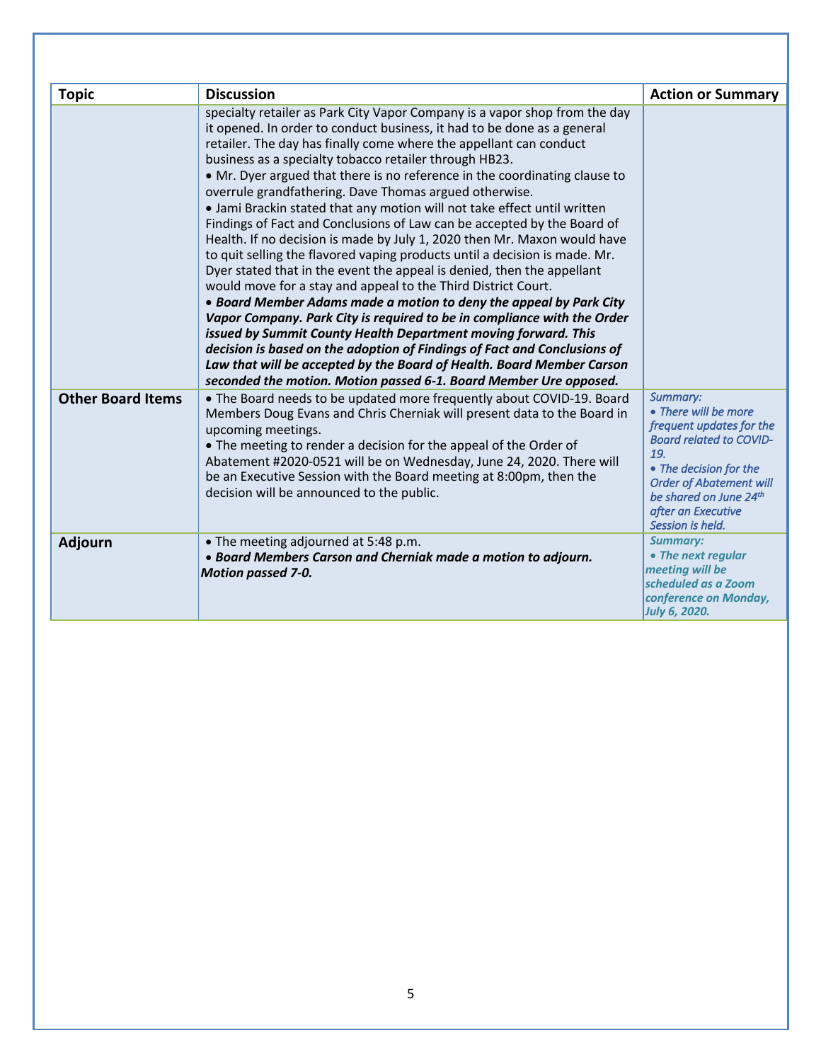| Topic | Discussion | Action or Summary |
| --- | --- | --- |
| | specialty retailer as Park City Vapor Company is a vapor shop from the day it opened. In order to conduct business, it had to be done as a general retailer. The day has finally come where the appellant can conduct business as a specialty tobacco retailer through HB23.<br>• Mr. Dyer argued that there is no reference in the coordinating clause to overrule grandfathering. Dave Thomas argued otherwise.<br>• Jami Brackin stated that any motion will not take effect until written Findings of Fact and Conclusions of Law can be accepted by the Board of Health. If no decision is made by July 1, 2020 then Mr. Maxon would have to quit selling the flavored vaping products until a decision is made. Mr. Dyer stated that in the event the appeal is denied, then the appellant would move for a stay and appeal to the Third District Court.<br>***• Board Member Adams made a motion to deny the appeal by Park City Vapor Company. Park City is required to be in compliance with the Order issued by Summit County Health Department moving forward. This decision is based on the adoption of Findings of Fact and Conclusions of Law that will be accepted by the Board of Health. Board Member Carson seconded the motion. Motion passed 6-1. Board Member Ure opposed.*** | |
| **Other Board Items** | • The Board needs to be updated more frequently about COVID-19. Board Members Doug Evans and Chris Cherniak will present data to the Board in upcoming meetings.<br>• The meeting to render a decision for the appeal of the Order of Abatement #2020-0521 will be on Wednesday, June 24, 2020. There will be an Executive Session with the Board meeting at 8:00pm, then the decision will be announced to the public. | *Summary:*<br>*• There will be more frequent updates for the Board related to COVID-19.*<br>*• The decision for the Order of Abatement will be shared on June 24th after an Executive Session is held.* |
| **Adjourn** | • The meeting adjourned at 5:48 p.m.<br>***• Board Members Carson and Cherniak made a motion to adjourn. Motion passed 7-0.*** | *Summary:*<br>*• The next regular meeting will be scheduled as a Zoom conference on Monday, July 6, 2020.* |